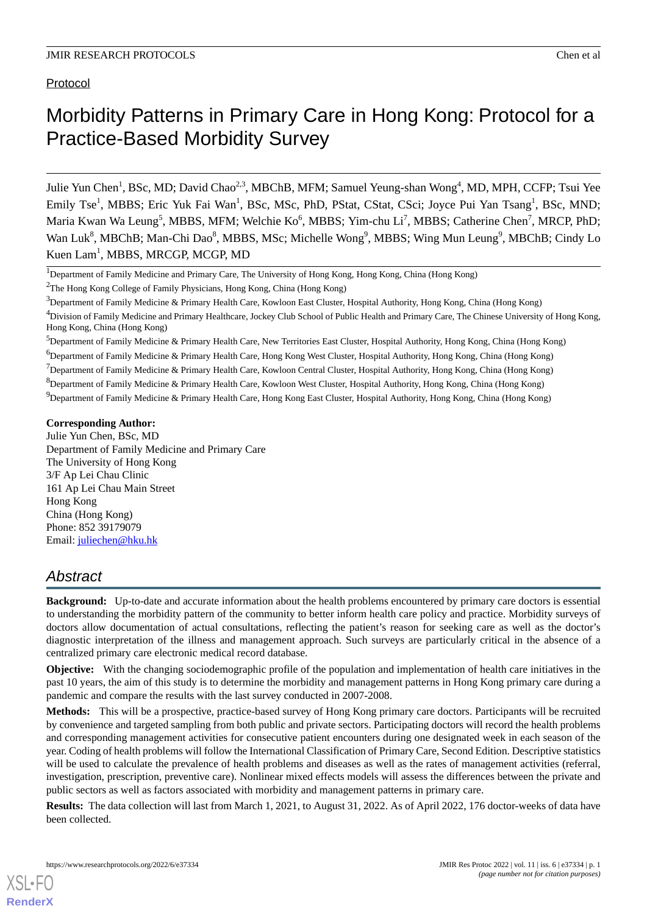Protocol

# Morbidity Patterns in Primary Care in Hong Kong: Protocol for a Practice-Based Morbidity Survey

Julie Yun Chen[1], BSc, MD; David Chao[2,3], MBChB, MFM; Samuel Yeung-shan Wong[4], MD, MPH, CCFP; Tsui Yee Emily Tse[1], MBBS; Eric Yuk Fai Wan[1], BSc, MSc, PhD, PStat, CStat, CSci; Joyce Pui Yan Tsang[1], BSc, MND; Maria Kwan Wa Leung[5], MBBS, MFM; Welchie Ko[6], MBBS; Yim-chu Li[7], MBBS; Catherine Chen[7], MRCP, PhD; Wan Luk[8], MBChB; Man-Chi Dao[8], MBBS, MSc; Michelle Wong[9], MBBS; Wing Mun Leung[9], MBChB; Cindy Lo Kuen Lam[1], MBBS, MRCGP, MCGP, MD

[1]Department of Family Medicine and Primary Care, The University of Hong Kong, Hong Kong, China (Hong Kong)

[2]The Hong Kong College of Family Physicians, Hong Kong, China (Hong Kong)

[3]Department of Family Medicine & Primary Health Care, Kowloon East Cluster, Hospital Authority, Hong Kong, China (Hong Kong)

[4]Division of Family Medicine and Primary Healthcare, Jockey Club School of Public Health and Primary Care, The Chinese University of Hong Kong, Hong Kong, China (Hong Kong)

[5]Department of Family Medicine & Primary Health Care, New Territories East Cluster, Hospital Authority, Hong Kong, China (Hong Kong)

[6]Department of Family Medicine & Primary Health Care, Hong Kong West Cluster, Hospital Authority, Hong Kong, China (Hong Kong)

[7]Department of Family Medicine & Primary Health Care, Kowloon Central Cluster, Hospital Authority, Hong Kong, China (Hong Kong)

[8]Department of Family Medicine & Primary Health Care, Kowloon West Cluster, Hospital Authority, Hong Kong, China (Hong Kong)

[9]Department of Family Medicine & Primary Health Care, Hong Kong East Cluster, Hospital Authority, Hong Kong, China (Hong Kong)

**Corresponding Author:**
Julie Yun Chen, BSc, MD
Department of Family Medicine and Primary Care
The University of Hong Kong
3/F Ap Lei Chau Clinic
161 Ap Lei Chau Main Street
Hong Kong
China (Hong Kong)
Phone: 852 39179079
Email: juliechen@hku.hk

## Abstract

**Background:** Up-to-date and accurate information about the health problems encountered by primary care doctors is essential to understanding the morbidity pattern of the community to better inform health care policy and practice. Morbidity surveys of doctors allow documentation of actual consultations, reflecting the patient's reason for seeking care as well as the doctor's diagnostic interpretation of the illness and management approach. Such surveys are particularly critical in the absence of a centralized primary care electronic medical record database.

**Objective:** With the changing sociodemographic profile of the population and implementation of health care initiatives in the past 10 years, the aim of this study is to determine the morbidity and management patterns in Hong Kong primary care during a pandemic and compare the results with the last survey conducted in 2007-2008.

**Methods:** This will be a prospective, practice-based survey of Hong Kong primary care doctors. Participants will be recruited by convenience and targeted sampling from both public and private sectors. Participating doctors will record the health problems and corresponding management activities for consecutive patient encounters during one designated week in each season of the year. Coding of health problems will follow the International Classification of Primary Care, Second Edition. Descriptive statistics will be used to calculate the prevalence of health problems and diseases as well as the rates of management activities (referral, investigation, prescription, preventive care). Nonlinear mixed effects models will assess the differences between the private and public sectors as well as factors associated with morbidity and management patterns in primary care.

**Results:** The data collection will last from March 1, 2021, to August 31, 2022. As of April 2022, 176 doctor-weeks of data have been collected.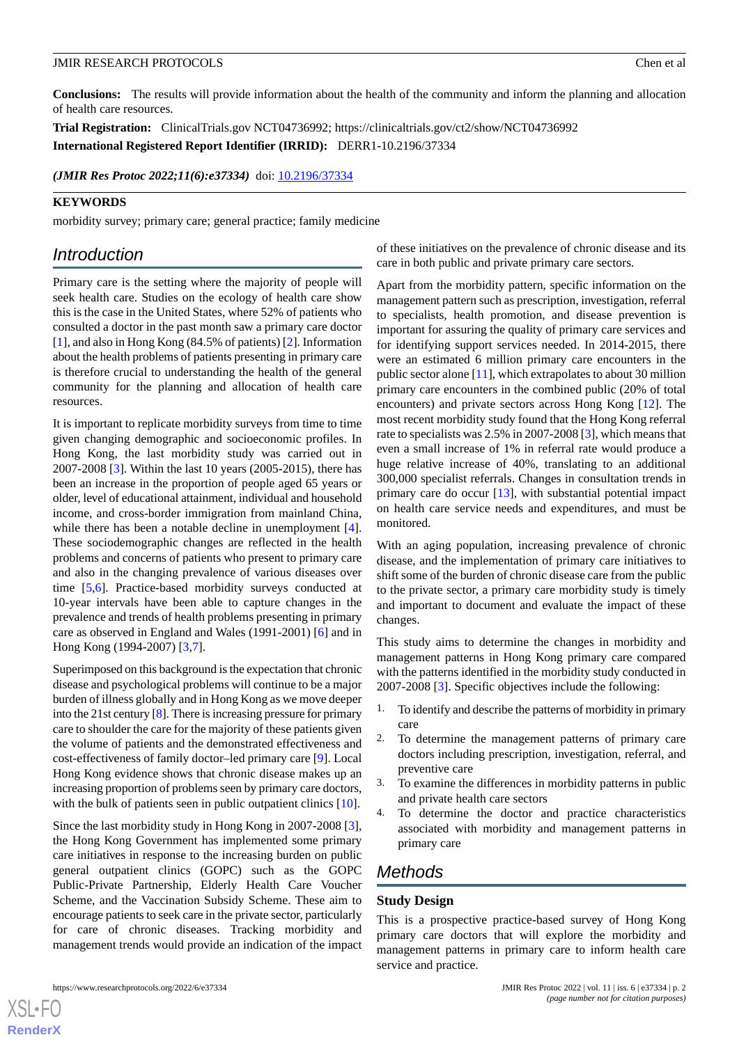**Conclusions:** The results will provide information about the health of the community and inform the planning and allocation of health care resources.

**Trial Registration:** ClinicalTrials.gov NCT04736992; https://clinicaltrials.gov/ct2/show/NCT04736992

**International Registered Report Identifier (IRRID):** DERR1-10.2196/37334

*(JMIR Res Protoc 2022;11(6):e37334)* doi: 10.2196/37334

**KEYWORDS**

morbidity survey; primary care; general practice; family medicine

## Introduction

Primary care is the setting where the majority of people will seek health care. Studies on the ecology of health care show this is the case in the United States, where 52% of patients who consulted a doctor in the past month saw a primary care doctor [1], and also in Hong Kong (84.5% of patients) [2]. Information about the health problems of patients presenting in primary care is therefore crucial to understanding the health of the general community for the planning and allocation of health care resources.

It is important to replicate morbidity surveys from time to time given changing demographic and socioeconomic profiles. In Hong Kong, the last morbidity study was carried out in 2007-2008 [3]. Within the last 10 years (2005-2015), there has been an increase in the proportion of people aged 65 years or older, level of educational attainment, individual and household income, and cross-border immigration from mainland China, while there has been a notable decline in unemployment [4]. These sociodemographic changes are reflected in the health problems and concerns of patients who present to primary care and also in the changing prevalence of various diseases over time [5,6]. Practice-based morbidity surveys conducted at 10-year intervals have been able to capture changes in the prevalence and trends of health problems presenting in primary care as observed in England and Wales (1991-2001) [6] and in Hong Kong (1994-2007) [3,7].

Superimposed on this background is the expectation that chronic disease and psychological problems will continue to be a major burden of illness globally and in Hong Kong as we move deeper into the 21st century [8]. There is increasing pressure for primary care to shoulder the care for the majority of these patients given the volume of patients and the demonstrated effectiveness and cost-effectiveness of family doctor–led primary care [9]. Local Hong Kong evidence shows that chronic disease makes up an increasing proportion of problems seen by primary care doctors, with the bulk of patients seen in public outpatient clinics [10].

Since the last morbidity study in Hong Kong in 2007-2008 [3], the Hong Kong Government has implemented some primary care initiatives in response to the increasing burden on public general outpatient clinics (GOPC) such as the GOPC Public-Private Partnership, Elderly Health Care Voucher Scheme, and the Vaccination Subsidy Scheme. These aim to encourage patients to seek care in the private sector, particularly for care of chronic diseases. Tracking morbidity and management trends would provide an indication of the impact of these initiatives on the prevalence of chronic disease and its care in both public and private primary care sectors.

Apart from the morbidity pattern, specific information on the management pattern such as prescription, investigation, referral to specialists, health promotion, and disease prevention is important for assuring the quality of primary care services and for identifying support services needed. In 2014-2015, there were an estimated 6 million primary care encounters in the public sector alone [11], which extrapolates to about 30 million primary care encounters in the combined public (20% of total encounters) and private sectors across Hong Kong [12]. The most recent morbidity study found that the Hong Kong referral rate to specialists was 2.5% in 2007-2008 [3], which means that even a small increase of 1% in referral rate would produce a huge relative increase of 40%, translating to an additional 300,000 specialist referrals. Changes in consultation trends in primary care do occur [13], with substantial potential impact on health care service needs and expenditures, and must be monitored.

With an aging population, increasing prevalence of chronic disease, and the implementation of primary care initiatives to shift some of the burden of chronic disease care from the public to the private sector, a primary care morbidity study is timely and important to document and evaluate the impact of these changes.

This study aims to determine the changes in morbidity and management patterns in Hong Kong primary care compared with the patterns identified in the morbidity study conducted in 2007-2008 [3]. Specific objectives include the following:

1. To identify and describe the patterns of morbidity in primary care
2. To determine the management patterns of primary care doctors including prescription, investigation, referral, and preventive care
3. To examine the differences in morbidity patterns in public and private health care sectors
4. To determine the doctor and practice characteristics associated with morbidity and management patterns in primary care

## Methods

### Study Design

This is a prospective practice-based survey of Hong Kong primary care doctors that will explore the morbidity and management patterns in primary care to inform health care service and practice.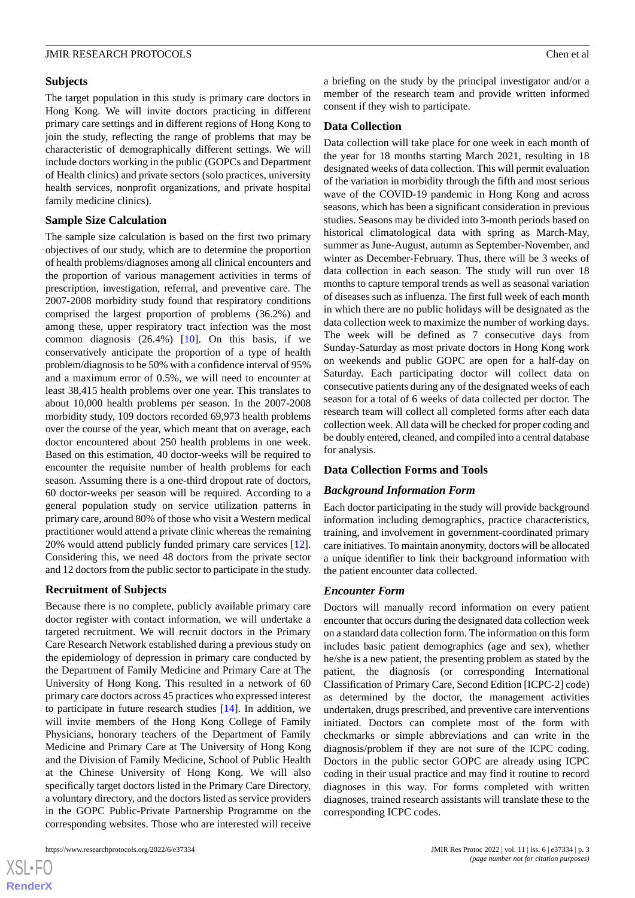## Subjects

The target population in this study is primary care doctors in Hong Kong. We will invite doctors practicing in different primary care settings and in different regions of Hong Kong to join the study, reflecting the range of problems that may be characteristic of demographically different settings. We will include doctors working in the public (GOPCs and Department of Health clinics) and private sectors (solo practices, university health services, nonprofit organizations, and private hospital family medicine clinics).

## Sample Size Calculation

The sample size calculation is based on the first two primary objectives of our study, which are to determine the proportion of health problems/diagnoses among all clinical encounters and the proportion of various management activities in terms of prescription, investigation, referral, and preventive care. The 2007-2008 morbidity study found that respiratory conditions comprised the largest proportion of problems (36.2%) and among these, upper respiratory tract infection was the most common diagnosis (26.4%) [10]. On this basis, if we conservatively anticipate the proportion of a type of health problem/diagnosis to be 50% with a confidence interval of 95% and a maximum error of 0.5%, we will need to encounter at least 38,415 health problems over one year. This translates to about 10,000 health problems per season. In the 2007-2008 morbidity study, 109 doctors recorded 69,973 health problems over the course of the year, which meant that on average, each doctor encountered about 250 health problems in one week. Based on this estimation, 40 doctor-weeks will be required to encounter the requisite number of health problems for each season. Assuming there is a one-third dropout rate of doctors, 60 doctor-weeks per season will be required. According to a general population study on service utilization patterns in primary care, around 80% of those who visit a Western medical practitioner would attend a private clinic whereas the remaining 20% would attend publicly funded primary care services [12]. Considering this, we need 48 doctors from the private sector and 12 doctors from the public sector to participate in the study.

## Recruitment of Subjects

Because there is no complete, publicly available primary care doctor register with contact information, we will undertake a targeted recruitment. We will recruit doctors in the Primary Care Research Network established during a previous study on the epidemiology of depression in primary care conducted by the Department of Family Medicine and Primary Care at The University of Hong Kong. This resulted in a network of 60 primary care doctors across 45 practices who expressed interest to participate in future research studies [14]. In addition, we will invite members of the Hong Kong College of Family Physicians, honorary teachers of the Department of Family Medicine and Primary Care at The University of Hong Kong and the Division of Family Medicine, School of Public Health at the Chinese University of Hong Kong. We will also specifically target doctors listed in the Primary Care Directory, a voluntary directory, and the doctors listed as service providers in the GOPC Public-Private Partnership Programme on the corresponding websites. Those who are interested will receive a briefing on the study by the principal investigator and/or a member of the research team and provide written informed consent if they wish to participate.

## Data Collection

Data collection will take place for one week in each month of the year for 18 months starting March 2021, resulting in 18 designated weeks of data collection. This will permit evaluation of the variation in morbidity through the fifth and most serious wave of the COVID-19 pandemic in Hong Kong and across seasons, which has been a significant consideration in previous studies. Seasons may be divided into 3-month periods based on historical climatological data with spring as March-May, summer as June-August, autumn as September-November, and winter as December-February. Thus, there will be 3 weeks of data collection in each season. The study will run over 18 months to capture temporal trends as well as seasonal variation of diseases such as influenza. The first full week of each month in which there are no public holidays will be designated as the data collection week to maximize the number of working days. The week will be defined as 7 consecutive days from Sunday-Saturday as most private doctors in Hong Kong work on weekends and public GOPC are open for a half-day on Saturday. Each participating doctor will collect data on consecutive patients during any of the designated weeks of each season for a total of 6 weeks of data collected per doctor. The research team will collect all completed forms after each data collection week. All data will be checked for proper coding and be doubly entered, cleaned, and compiled into a central database for analysis.

## Data Collection Forms and Tools

### *Background Information Form*

Each doctor participating in the study will provide background information including demographics, practice characteristics, training, and involvement in government-coordinated primary care initiatives. To maintain anonymity, doctors will be allocated a unique identifier to link their background information with the patient encounter data collected.

### *Encounter Form*

Doctors will manually record information on every patient encounter that occurs during the designated data collection week on a standard data collection form. The information on this form includes basic patient demographics (age and sex), whether he/she is a new patient, the presenting problem as stated by the patient, the diagnosis (or corresponding International Classification of Primary Care, Second Edition [ICPC-2] code) as determined by the doctor, the management activities undertaken, drugs prescribed, and preventive care interventions initiated. Doctors can complete most of the form with checkmarks or simple abbreviations and can write in the diagnosis/problem if they are not sure of the ICPC coding. Doctors in the public sector GOPC are already using ICPC coding in their usual practice and may find it routine to record diagnoses in this way. For forms completed with written diagnoses, trained research assistants will translate these to the corresponding ICPC codes.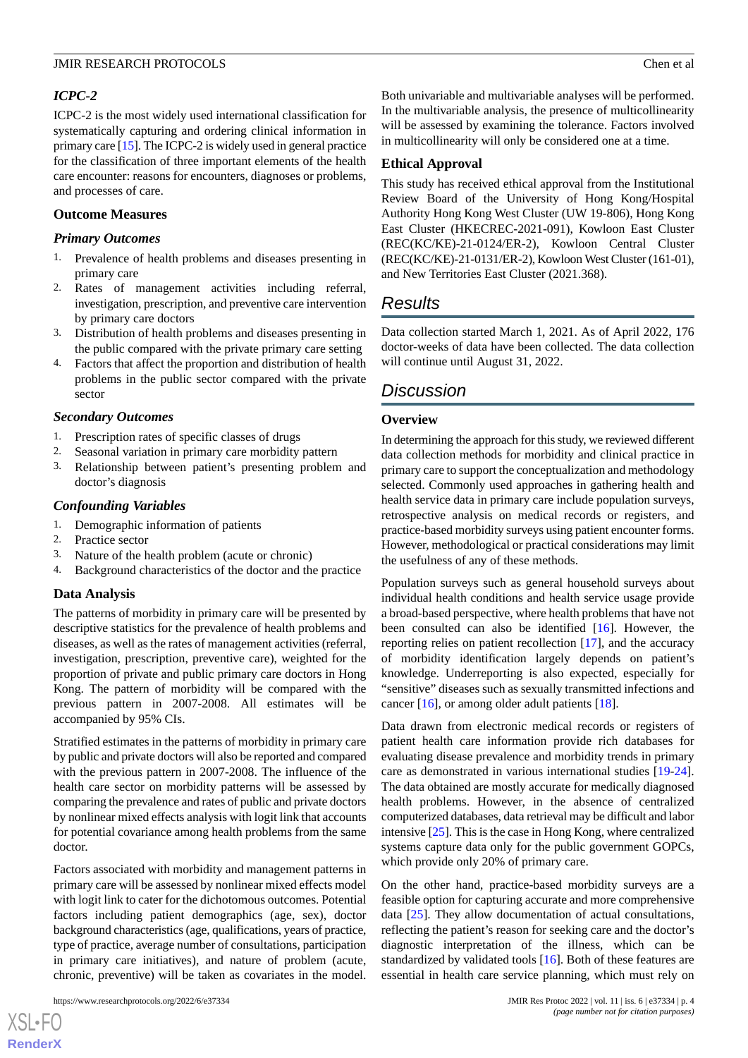### *ICPC-2*

ICPC-2 is the most widely used international classification for systematically capturing and ordering clinical information in primary care [15]. The ICPC-2 is widely used in general practice for the classification of three important elements of the health care encounter: reasons for encounters, diagnoses or problems, and processes of care.

## Outcome Measures

### *Primary Outcomes*

1. Prevalence of health problems and diseases presenting in primary care
2. Rates of management activities including referral, investigation, prescription, and preventive care intervention by primary care doctors
3. Distribution of health problems and diseases presenting in the public compared with the private primary care setting
4. Factors that affect the proportion and distribution of health problems in the public sector compared with the private sector

### *Secondary Outcomes*

1. Prescription rates of specific classes of drugs
2. Seasonal variation in primary care morbidity pattern
3. Relationship between patient's presenting problem and doctor's diagnosis

### *Confounding Variables*

1. Demographic information of patients
2. Practice sector
3. Nature of the health problem (acute or chronic)
4. Background characteristics of the doctor and the practice

## Data Analysis

The patterns of morbidity in primary care will be presented by descriptive statistics for the prevalence of health problems and diseases, as well as the rates of management activities (referral, investigation, prescription, preventive care), weighted for the proportion of private and public primary care doctors in Hong Kong. The pattern of morbidity will be compared with the previous pattern in 2007-2008. All estimates will be accompanied by 95% CIs.

Stratified estimates in the patterns of morbidity in primary care by public and private doctors will also be reported and compared with the previous pattern in 2007-2008. The influence of the health care sector on morbidity patterns will be assessed by comparing the prevalence and rates of public and private doctors by nonlinear mixed effects analysis with logit link that accounts for potential covariance among health problems from the same doctor.

Factors associated with morbidity and management patterns in primary care will be assessed by nonlinear mixed effects model with logit link to cater for the dichotomous outcomes. Potential factors including patient demographics (age, sex), doctor background characteristics (age, qualifications, years of practice, type of practice, average number of consultations, participation in primary care initiatives), and nature of problem (acute, chronic, preventive) will be taken as covariates in the model. Both univariable and multivariable analyses will be performed. In the multivariable analysis, the presence of multicollinearity will be assessed by examining the tolerance. Factors involved in multicollinearity will only be considered one at a time.

## Ethical Approval

This study has received ethical approval from the Institutional Review Board of the University of Hong Kong/Hospital Authority Hong Kong West Cluster (UW 19-806), Hong Kong East Cluster (HKECREC-2021-091), Kowloon East Cluster (REC(KC/KE)-21-0124/ER-2), Kowloon Central Cluster (REC(KC/KE)-21-0131/ER-2), Kowloon West Cluster (161-01), and New Territories East Cluster (2021.368).

# Results

Data collection started March 1, 2021. As of April 2022, 176 doctor-weeks of data have been collected. The data collection will continue until August 31, 2022.

# Discussion

## Overview

In determining the approach for this study, we reviewed different data collection methods for morbidity and clinical practice in primary care to support the conceptualization and methodology selected. Commonly used approaches in gathering health and health service data in primary care include population surveys, retrospective analysis on medical records or registers, and practice-based morbidity surveys using patient encounter forms. However, methodological or practical considerations may limit the usefulness of any of these methods.

Population surveys such as general household surveys about individual health conditions and health service usage provide a broad-based perspective, where health problems that have not been consulted can also be identified [16]. However, the reporting relies on patient recollection [17], and the accuracy of morbidity identification largely depends on patient's knowledge. Underreporting is also expected, especially for "sensitive" diseases such as sexually transmitted infections and cancer [16], or among older adult patients [18].

Data drawn from electronic medical records or registers of patient health care information provide rich databases for evaluating disease prevalence and morbidity trends in primary care as demonstrated in various international studies [19-24]. The data obtained are mostly accurate for medically diagnosed health problems. However, in the absence of centralized computerized databases, data retrieval may be difficult and labor intensive [25]. This is the case in Hong Kong, where centralized systems capture data only for the public government GOPCs, which provide only 20% of primary care.

On the other hand, practice-based morbidity surveys are a feasible option for capturing accurate and more comprehensive data [25]. They allow documentation of actual consultations, reflecting the patient's reason for seeking care and the doctor's diagnostic interpretation of the illness, which can be standardized by validated tools [16]. Both of these features are essential in health care service planning, which must rely on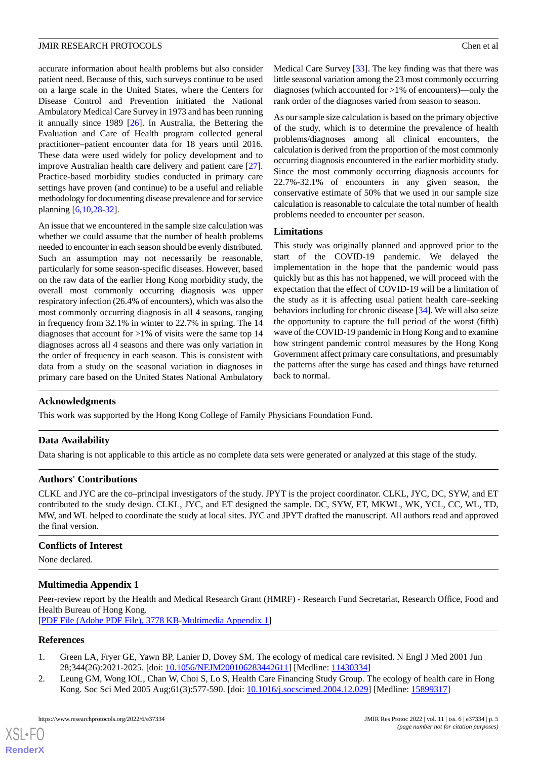accurate information about health problems but also consider patient need. Because of this, such surveys continue to be used on a large scale in the United States, where the Centers for Disease Control and Prevention initiated the National Ambulatory Medical Care Survey in 1973 and has been running it annually since 1989 [26]. In Australia, the Bettering the Evaluation and Care of Health program collected general practitioner–patient encounter data for 18 years until 2016. These data were used widely for policy development and to improve Australian health care delivery and patient care [27]. Practice-based morbidity studies conducted in primary care settings have proven (and continue) to be a useful and reliable methodology for documenting disease prevalence and for service planning [6,10,28-32].

An issue that we encountered in the sample size calculation was whether we could assume that the number of health problems needed to encounter in each season should be evenly distributed. Such an assumption may not necessarily be reasonable, particularly for some season-specific diseases. However, based on the raw data of the earlier Hong Kong morbidity study, the overall most commonly occurring diagnosis was upper respiratory infection (26.4% of encounters), which was also the most commonly occurring diagnosis in all 4 seasons, ranging in frequency from 32.1% in winter to 22.7% in spring. The 14 diagnoses that account for >1% of visits were the same top 14 diagnoses across all 4 seasons and there was only variation in the order of frequency in each season. This is consistent with data from a study on the seasonal variation in diagnoses in primary care based on the United States National Ambulatory Medical Care Survey [33]. The key finding was that there was little seasonal variation among the 23 most commonly occurring diagnoses (which accounted for >1% of encounters)—only the rank order of the diagnoses varied from season to season.

As our sample size calculation is based on the primary objective of the study, which is to determine the prevalence of health problems/diagnoses among all clinical encounters, the calculation is derived from the proportion of the most commonly occurring diagnosis encountered in the earlier morbidity study. Since the most commonly occurring diagnosis accounts for 22.7%-32.1% of encounters in any given season, the conservative estimate of 50% that we used in our sample size calculation is reasonable to calculate the total number of health problems needed to encounter per season.

### Limitations

This study was originally planned and approved prior to the start of the COVID-19 pandemic. We delayed the implementation in the hope that the pandemic would pass quickly but as this has not happened, we will proceed with the expectation that the effect of COVID-19 will be a limitation of the study as it is affecting usual patient health care–seeking behaviors including for chronic disease [34]. We will also seize the opportunity to capture the full period of the worst (fifth) wave of the COVID-19 pandemic in Hong Kong and to examine how stringent pandemic control measures by the Hong Kong Government affect primary care consultations, and presumably the patterns after the surge has eased and things have returned back to normal.

## Acknowledgments

This work was supported by the Hong Kong College of Family Physicians Foundation Fund.

## Data Availability

Data sharing is not applicable to this article as no complete data sets were generated or analyzed at this stage of the study.

## Authors' Contributions

CLKL and JYC are the co–principal investigators of the study. JPYT is the project coordinator. CLKL, JYC, DC, SYW, and ET contributed to the study design. CLKL, JYC, and ET designed the sample. DC, SYW, ET, MKWL, WK, YCL, CC, WL, TD, MW, and WL helped to coordinate the study at local sites. JYC and JPYT drafted the manuscript. All authors read and approved the final version.

## Conflicts of Interest

None declared.

## Multimedia Appendix 1

Peer-review report by the Health and Medical Research Grant (HMRF) - Research Fund Secretariat, Research Office, Food and Health Bureau of Hong Kong.
[PDF File (Adobe PDF File), 3778 KB-Multimedia Appendix 1]

## References

1. Green LA, Fryer GE, Yawn BP, Lanier D, Dovey SM. The ecology of medical care revisited. N Engl J Med 2001 Jun 28;344(26):2021-2025. [doi: 10.1056/NEJM200106283442611] [Medline: 11430334]
2. Leung GM, Wong IOL, Chan W, Choi S, Lo S, Health Care Financing Study Group. The ecology of health care in Hong Kong. Soc Sci Med 2005 Aug;61(3):577-590. [doi: 10.1016/j.socscimed.2004.12.029] [Medline: 15899317]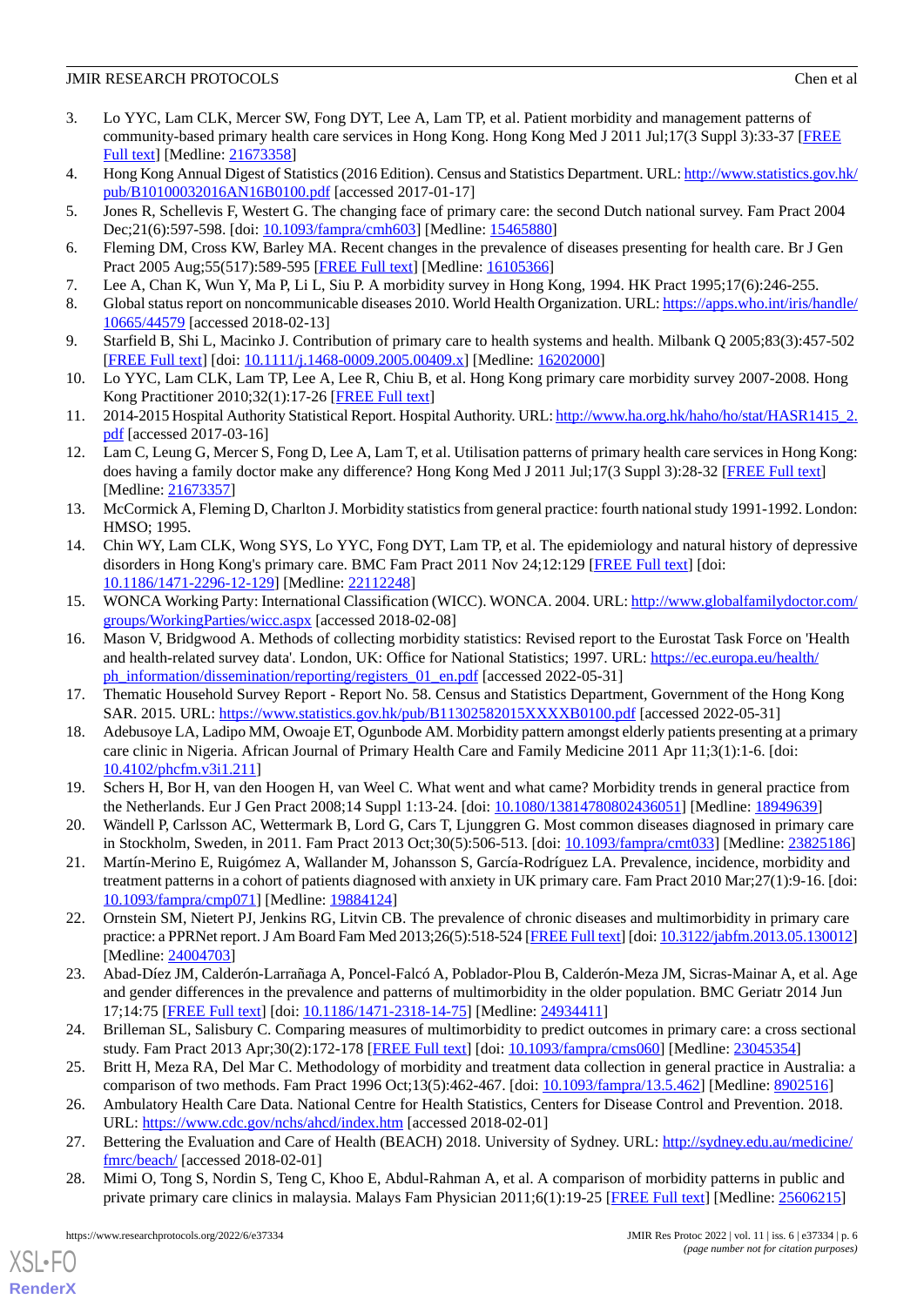3. Lo YYC, Lam CLK, Mercer SW, Fong DYT, Lee A, Lam TP, et al. Patient morbidity and management patterns of community-based primary health care services in Hong Kong. Hong Kong Med J 2011 Jul;17(3 Suppl 3):33-37 [FREE Full text] [Medline: 21673358]
4. Hong Kong Annual Digest of Statistics (2016 Edition). Census and Statistics Department. URL: http://www.statistics.gov.hk/pub/B10100032016AN16B0100.pdf [accessed 2017-01-17]
5. Jones R, Schellevis F, Westert G. The changing face of primary care: the second Dutch national survey. Fam Pract 2004 Dec;21(6):597-598. [doi: 10.1093/fampra/cmh603] [Medline: 15465880]
6. Fleming DM, Cross KW, Barley MA. Recent changes in the prevalence of diseases presenting for health care. Br J Gen Pract 2005 Aug;55(517):589-595 [FREE Full text] [Medline: 16105366]
7. Lee A, Chan K, Wun Y, Ma P, Li L, Siu P. A morbidity survey in Hong Kong, 1994. HK Pract 1995;17(6):246-255.
8. Global status report on noncommunicable diseases 2010. World Health Organization. URL: https://apps.who.int/iris/handle/10665/44579 [accessed 2018-02-13]
9. Starfield B, Shi L, Macinko J. Contribution of primary care to health systems and health. Milbank Q 2005;83(3):457-502 [FREE Full text] [doi: 10.1111/j.1468-0009.2005.00409.x] [Medline: 16202000]
10. Lo YYC, Lam CLK, Lam TP, Lee A, Lee R, Chiu B, et al. Hong Kong primary care morbidity survey 2007-2008. Hong Kong Practitioner 2010;32(1):17-26 [FREE Full text]
11. 2014-2015 Hospital Authority Statistical Report. Hospital Authority. URL: http://www.ha.org.hk/haho/ho/stat/HASR1415_2.pdf [accessed 2017-03-16]
12. Lam C, Leung G, Mercer S, Fong D, Lee A, Lam T, et al. Utilisation patterns of primary health care services in Hong Kong: does having a family doctor make any difference? Hong Kong Med J 2011 Jul;17(3 Suppl 3):28-32 [FREE Full text] [Medline: 21673357]
13. McCormick A, Fleming D, Charlton J. Morbidity statistics from general practice: fourth national study 1991-1992. London: HMSO; 1995.
14. Chin WY, Lam CLK, Wong SYS, Lo YYC, Fong DYT, Lam TP, et al. The epidemiology and natural history of depressive disorders in Hong Kong's primary care. BMC Fam Pract 2011 Nov 24;12:129 [FREE Full text] [doi: 10.1186/1471-2296-12-129] [Medline: 22112248]
15. WONCA Working Party: International Classification (WICC). WONCA. 2004. URL: http://www.globalfamilydoctor.com/groups/WorkingParties/wicc.aspx [accessed 2018-02-08]
16. Mason V, Bridgwood A. Methods of collecting morbidity statistics: Revised report to the Eurostat Task Force on 'Health and health-related survey data'. London, UK: Office for National Statistics; 1997. URL: https://ec.europa.eu/health/ph_information/dissemination/reporting/registers_01_en.pdf [accessed 2022-05-31]
17. Thematic Household Survey Report - Report No. 58. Census and Statistics Department, Government of the Hong Kong SAR. 2015. URL: https://www.statistics.gov.hk/pub/B11302582015XXXXB0100.pdf [accessed 2022-05-31]
18. Adebusoye LA, Ladipo MM, Owoaje ET, Ogunbode AM. Morbidity pattern amongst elderly patients presenting at a primary care clinic in Nigeria. African Journal of Primary Health Care and Family Medicine 2011 Apr 11;3(1):1-6. [doi: 10.4102/phcfm.v3i1.211]
19. Schers H, Bor H, van den Hoogen H, van Weel C. What went and what came? Morbidity trends in general practice from the Netherlands. Eur J Gen Pract 2008;14 Suppl 1:13-24. [doi: 10.1080/13814780802436051] [Medline: 18949639]
20. Wändell P, Carlsson AC, Wettermark B, Lord G, Cars T, Ljunggren G. Most common diseases diagnosed in primary care in Stockholm, Sweden, in 2011. Fam Pract 2013 Oct;30(5):506-513. [doi: 10.1093/fampra/cmt033] [Medline: 23825186]
21. Martín-Merino E, Ruigómez A, Wallander M, Johansson S, García-Rodríguez LA. Prevalence, incidence, morbidity and treatment patterns in a cohort of patients diagnosed with anxiety in UK primary care. Fam Pract 2010 Mar;27(1):9-16. [doi: 10.1093/fampra/cmp071] [Medline: 19884124]
22. Ornstein SM, Nietert PJ, Jenkins RG, Litvin CB. The prevalence of chronic diseases and multimorbidity in primary care practice: a PPRNet report. J Am Board Fam Med 2013;26(5):518-524 [FREE Full text] [doi: 10.3122/jabfm.2013.05.130012] [Medline: 24004703]
23. Abad-Díez JM, Calderón-Larrañaga A, Poncel-Falcó A, Poblador-Plou B, Calderón-Meza JM, Sicras-Mainar A, et al. Age and gender differences in the prevalence and patterns of multimorbidity in the older population. BMC Geriatr 2014 Jun 17;14:75 [FREE Full text] [doi: 10.1186/1471-2318-14-75] [Medline: 24934411]
24. Brilleman SL, Salisbury C. Comparing measures of multimorbidity to predict outcomes in primary care: a cross sectional study. Fam Pract 2013 Apr;30(2):172-178 [FREE Full text] [doi: 10.1093/fampra/cms060] [Medline: 23045354]
25. Britt H, Meza RA, Del Mar C. Methodology of morbidity and treatment data collection in general practice in Australia: a comparison of two methods. Fam Pract 1996 Oct;13(5):462-467. [doi: 10.1093/fampra/13.5.462] [Medline: 8902516]
26. Ambulatory Health Care Data. National Centre for Health Statistics, Centers for Disease Control and Prevention. 2018. URL: https://www.cdc.gov/nchs/ahcd/index.htm [accessed 2018-02-01]
27. Bettering the Evaluation and Care of Health (BEACH) 2018. University of Sydney. URL: http://sydney.edu.au/medicine/fmrc/beach/ [accessed 2018-02-01]
28. Mimi O, Tong S, Nordin S, Teng C, Khoo E, Abdul-Rahman A, et al. A comparison of morbidity patterns in public and private primary care clinics in malaysia. Malays Fam Physician 2011;6(1):19-25 [FREE Full text] [Medline: 25606215]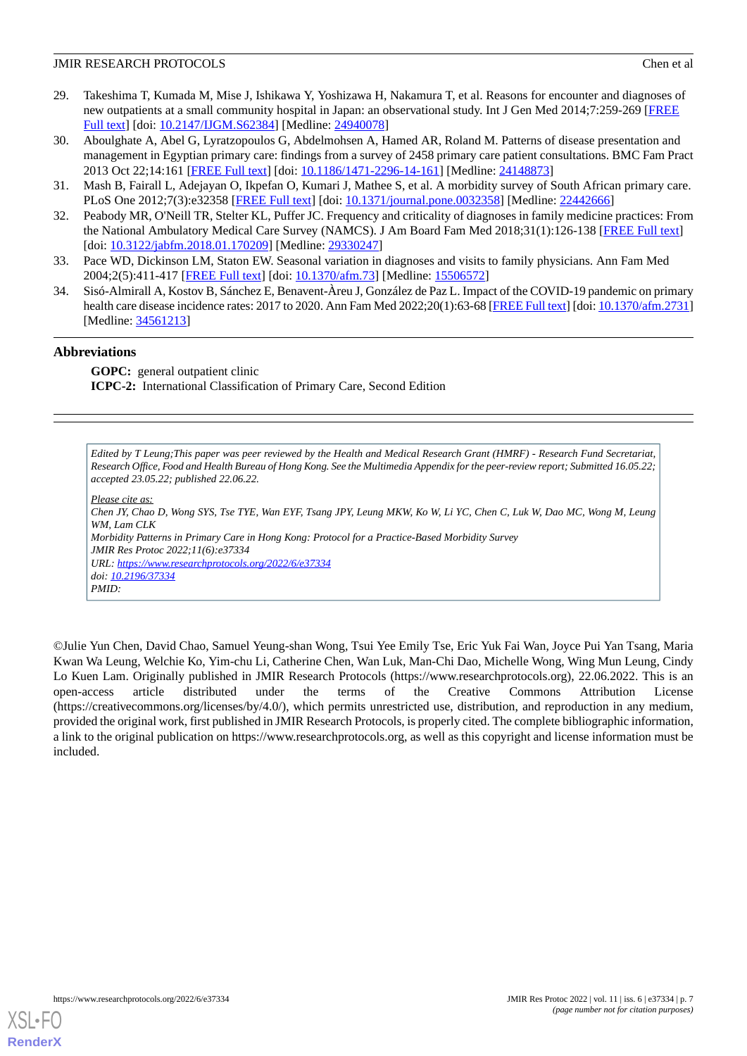29. Takeshima T, Kumada M, Mise J, Ishikawa Y, Yoshizawa H, Nakamura T, et al. Reasons for encounter and diagnoses of new outpatients at a small community hospital in Japan: an observational study. Int J Gen Med 2014;7:259-269 [FREE Full text] [doi: 10.2147/IJGM.S62384] [Medline: 24940078]
30. Aboulghate A, Abel G, Lyratzopoulos G, Abdelmohsen A, Hamed AR, Roland M. Patterns of disease presentation and management in Egyptian primary care: findings from a survey of 2458 primary care patient consultations. BMC Fam Pract 2013 Oct 22;14:161 [FREE Full text] [doi: 10.1186/1471-2296-14-161] [Medline: 24148873]
31. Mash B, Fairall L, Adejayan O, Ikpefan O, Kumari J, Mathee S, et al. A morbidity survey of South African primary care. PLoS One 2012;7(3):e32358 [FREE Full text] [doi: 10.1371/journal.pone.0032358] [Medline: 22442666]
32. Peabody MR, O'Neill TR, Stelter KL, Puffer JC. Frequency and criticality of diagnoses in family medicine practices: From the National Ambulatory Medical Care Survey (NAMCS). J Am Board Fam Med 2018;31(1):126-138 [FREE Full text] [doi: 10.3122/jabfm.2018.01.170209] [Medline: 29330247]
33. Pace WD, Dickinson LM, Staton EW. Seasonal variation in diagnoses and visits to family physicians. Ann Fam Med 2004;2(5):411-417 [FREE Full text] [doi: 10.1370/afm.73] [Medline: 15506572]
34. Sisó-Almirall A, Kostov B, Sánchez E, Benavent-Àreu J, González de Paz L. Impact of the COVID-19 pandemic on primary health care disease incidence rates: 2017 to 2020. Ann Fam Med 2022;20(1):63-68 [FREE Full text] [doi: 10.1370/afm.2731] [Medline: 34561213]

## Abbreviations

**GOPC:** general outpatient clinic
**ICPC-2:** International Classification of Primary Care, Second Edition

---

*Edited by T Leung;This paper was peer reviewed by the Health and Medical Research Grant (HMRF) - Research Fund Secretariat, Research Office, Food and Health Bureau of Hong Kong. See the Multimedia Appendix for the peer-review report; Submitted 16.05.22; accepted 23.05.22; published 22.06.22.*

*Please cite as:*
*Chen JY, Chao D, Wong SYS, Tse TYE, Wan EYF, Tsang JPY, Leung MKW, Ko W, Li YC, Chen C, Luk W, Dao MC, Wong M, Leung WM, Lam CLK*
*Morbidity Patterns in Primary Care in Hong Kong: Protocol for a Practice-Based Morbidity Survey*
*JMIR Res Protoc 2022;11(6):e37334*
*URL: https://www.researchprotocols.org/2022/6/e37334*
*doi: 10.2196/37334*
*PMID:*

©Julie Yun Chen, David Chao, Samuel Yeung-shan Wong, Tsui Yee Emily Tse, Eric Yuk Fai Wan, Joyce Pui Yan Tsang, Maria Kwan Wa Leung, Welchie Ko, Yim-chu Li, Catherine Chen, Wan Luk, Man-Chi Dao, Michelle Wong, Wing Mun Leung, Cindy Lo Kuen Lam. Originally published in JMIR Research Protocols (https://www.researchprotocols.org), 22.06.2022. This is an open-access article distributed under the terms of the Creative Commons Attribution License (https://creativecommons.org/licenses/by/4.0/), which permits unrestricted use, distribution, and reproduction in any medium, provided the original work, first published in JMIR Research Protocols, is properly cited. The complete bibliographic information, a link to the original publication on https://www.researchprotocols.org, as well as this copyright and license information must be included.